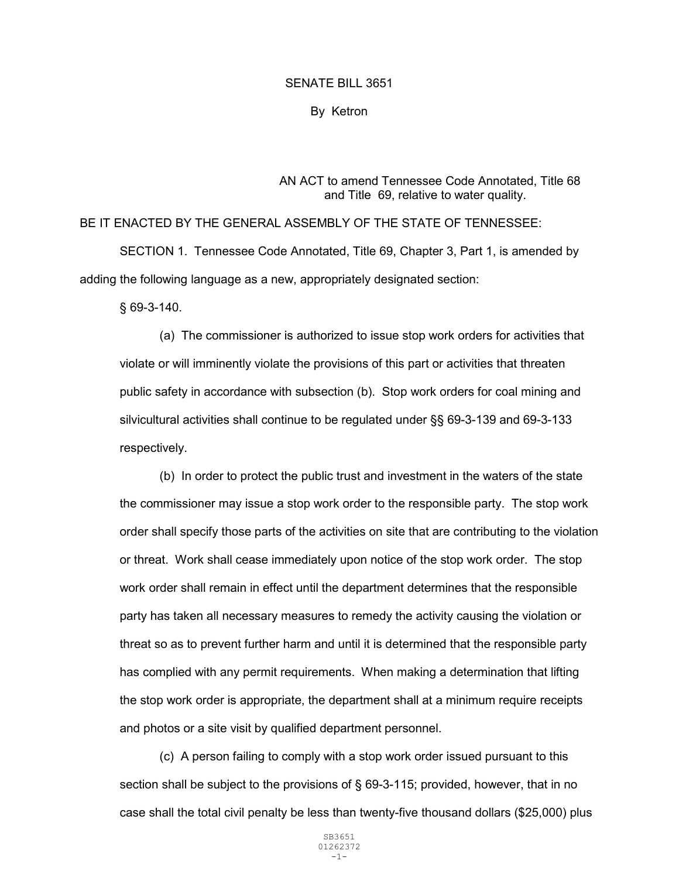SENATE BILL 3651

By Ketron

AN ACT to amend Tennessee Code Annotated, Title 68 and Title 69, relative to water quality.

BE IT ENACTED BY THE GENERAL ASSEMBLY OF THE STATE OF TENNESSEE:

SECTION 1. Tennessee Code Annotated, Title 69, Chapter 3, Part 1, is amended by adding the following language as a new, appropriately designated section:

§ 69-3-140.

(a) The commissioner is authorized to issue stop work orders for activities that violate or will imminently violate the provisions of this part or activities that threaten public safety in accordance with subsection (b). Stop work orders for coal mining and silvicultural activities shall continue to be regulated under §§ 69-3-139 and 69-3-133 respectively.

(b) In order to protect the public trust and investment in the waters of the state the commissioner may issue a stop work order to the responsible party. The stop work order shall specify those parts of the activities on site that are contributing to the violation or threat. Work shall cease immediately upon notice of the stop work order. The stop work order shall remain in effect until the department determines that the responsible party has taken all necessary measures to remedy the activity causing the violation or threat so as to prevent further harm and until it is determined that the responsible party has complied with any permit requirements. When making a determination that lifting the stop work order is appropriate, the department shall at a minimum require receipts and photos or a site visit by qualified department personnel.

(c) A person failing to comply with a stop work order issued pursuant to this section shall be subject to the provisions of § 69-3-115; provided, however, that in no case shall the total civil penalty be less than twenty-five thousand dollars ($25,000) plus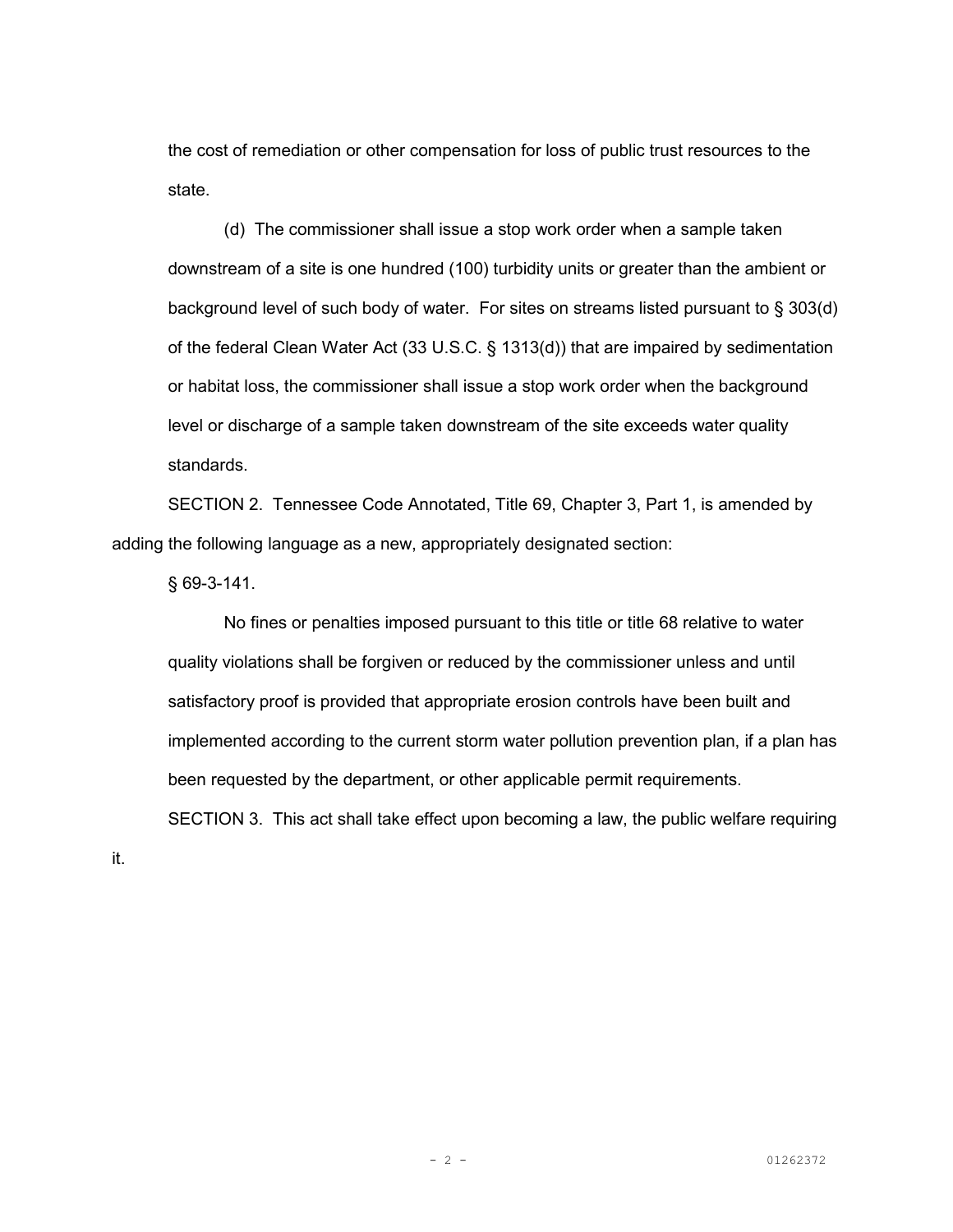the cost of remediation or other compensation for loss of public trust resources to the state.

(d) The commissioner shall issue a stop work order when a sample taken downstream of a site is one hundred (100) turbidity units or greater than the ambient or background level of such body of water. For sites on streams listed pursuant to § 303(d) of the federal Clean Water Act (33 U.S.C. § 1313(d)) that are impaired by sedimentation or habitat loss, the commissioner shall issue a stop work order when the background level or discharge of a sample taken downstream of the site exceeds water quality standards.

SECTION 2. Tennessee Code Annotated, Title 69, Chapter 3, Part 1, is amended by adding the following language as a new, appropriately designated section:

§ 69-3-141.

No fines or penalties imposed pursuant to this title or title 68 relative to water quality violations shall be forgiven or reduced by the commissioner unless and until satisfactory proof is provided that appropriate erosion controls have been built and implemented according to the current storm water pollution prevention plan, if a plan has been requested by the department, or other applicable permit requirements.

SECTION 3. This act shall take effect upon becoming a law, the public welfare requiring it.